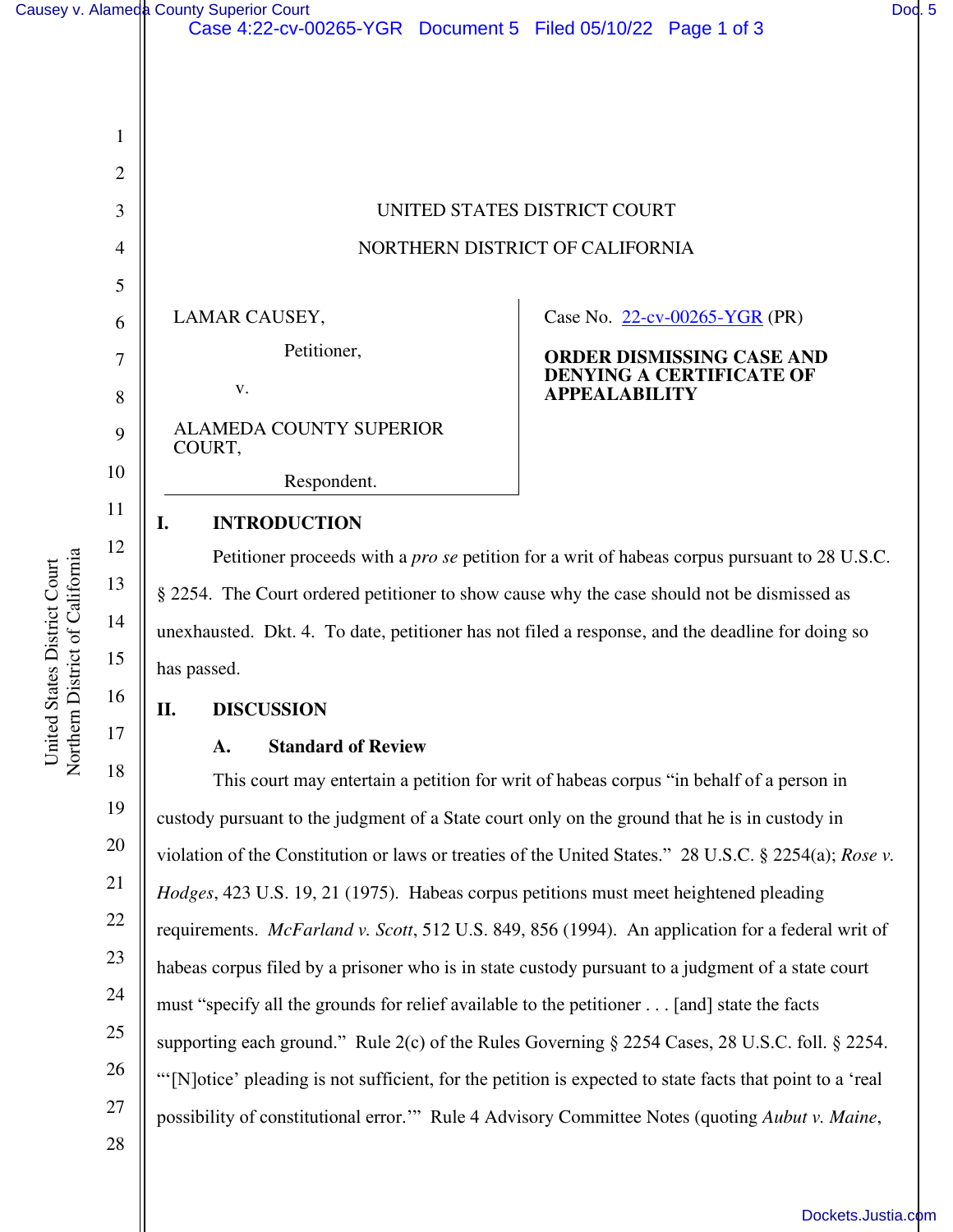UNITED STATES DISTRICT COURT

NORTHERN DISTRICT OF CALIFORNIA

LAMAR CAUSEY,

Petitioner,

v.

ALAMEDA COUNTY SUPERIOR COURT,

Respondent.

Case No. 22-cv-00265-YGR (PR)

**ORDER DISMISSING CASE AND DENYING A CERTIFICATE OF APPEALABILITY**

## I. INTRODUCTION

Petitioner proceeds with a *pro se* petition for a writ of habeas corpus pursuant to 28 U.S.C. § 2254. The Court ordered petitioner to show cause why the case should not be dismissed as unexhausted. Dkt. 4. To date, petitioner has not filed a response, and the deadline for doing so has passed.

## II. DISCUSSION

### A. Standard of Review

This court may entertain a petition for writ of habeas corpus "in behalf of a person in custody pursuant to the judgment of a State court only on the ground that he is in custody in violation of the Constitution or laws or treaties of the United States." 28 U.S.C. § 2254(a); *Rose v. Hodges*, 423 U.S. 19, 21 (1975). Habeas corpus petitions must meet heightened pleading requirements. *McFarland v. Scott*, 512 U.S. 849, 856 (1994). An application for a federal writ of habeas corpus filed by a prisoner who is in state custody pursuant to a judgment of a state court must "specify all the grounds for relief available to the petitioner . . . [and] state the facts supporting each ground." Rule 2(c) of the Rules Governing § 2254 Cases, 28 U.S.C. foll. § 2254. "'[N]otice' pleading is not sufficient, for the petition is expected to state facts that point to a 'real possibility of constitutional error.'" Rule 4 Advisory Committee Notes (quoting *Aubut v. Maine*,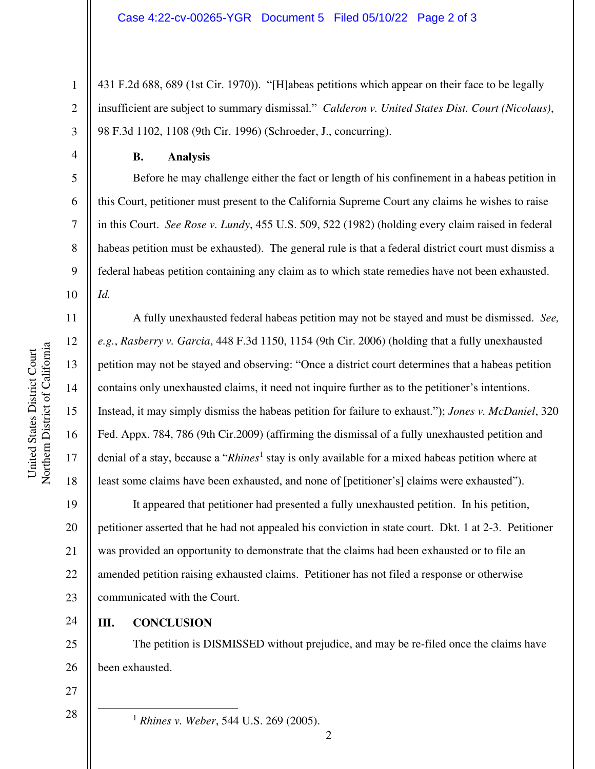431 F.2d 688, 689 (1st Cir. 1970)). "[H]abeas petitions which appear on their face to be legally insufficient are subject to summary dismissal." *Calderon v. United States Dist. Court (Nicolaus)*, 98 F.3d 1102, 1108 (9th Cir. 1996) (Schroeder, J., concurring).

### B. Analysis

Before he may challenge either the fact or length of his confinement in a habeas petition in this Court, petitioner must present to the California Supreme Court any claims he wishes to raise in this Court. *See Rose v. Lundy*, 455 U.S. 509, 522 (1982) (holding every claim raised in federal habeas petition must be exhausted). The general rule is that a federal district court must dismiss a federal habeas petition containing any claim as to which state remedies have not been exhausted. *Id.*

A fully unexhausted federal habeas petition may not be stayed and must be dismissed. *See, e.g.*, *Rasberry v. Garcia*, 448 F.3d 1150, 1154 (9th Cir. 2006) (holding that a fully unexhausted petition may not be stayed and observing: "Once a district court determines that a habeas petition contains only unexhausted claims, it need not inquire further as to the petitioner's intentions. Instead, it may simply dismiss the habeas petition for failure to exhaust."); *Jones v. McDaniel*, 320 Fed. Appx. 784, 786 (9th Cir.2009) (affirming the dismissal of a fully unexhausted petition and denial of a stay, because a "*Rhines*[1] stay is only available for a mixed habeas petition where at least some claims have been exhausted, and none of [petitioner's] claims were exhausted").

It appeared that petitioner had presented a fully unexhausted petition. In his petition, petitioner asserted that he had not appealed his conviction in state court. Dkt. 1 at 2-3. Petitioner was provided an opportunity to demonstrate that the claims had been exhausted or to file an amended petition raising exhausted claims. Petitioner has not filed a response or otherwise communicated with the Court.

## III. CONCLUSION

The petition is DISMISSED without prejudice, and may be re-filed once the claims have been exhausted.

---

[1] *Rhines v. Weber*, 544 U.S. 269 (2005).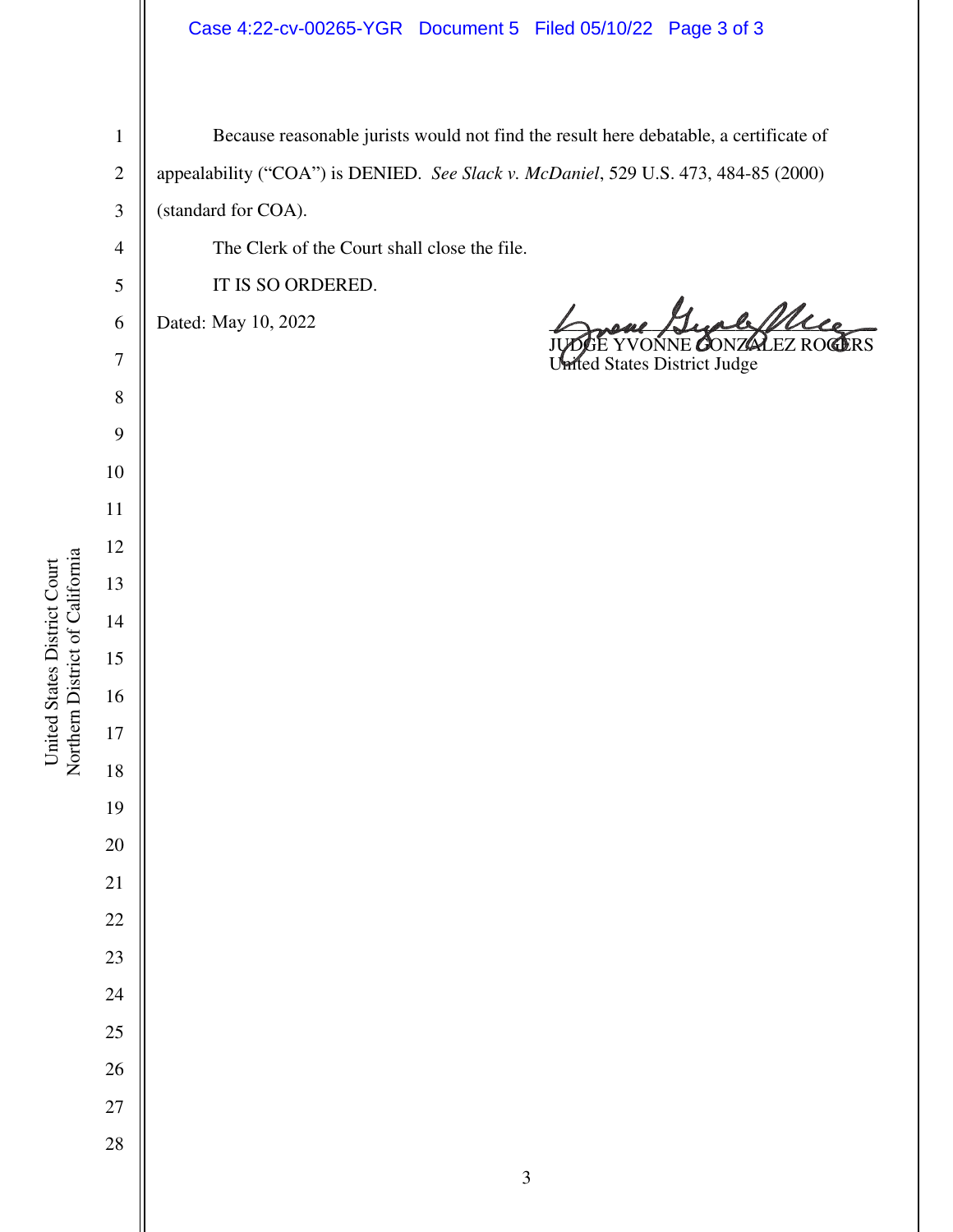Because reasonable jurists would not find the result here debatable, a certificate of appealability ("COA") is DENIED. *See Slack v. McDaniel*, 529 U.S. 473, 484-85 (2000) (standard for COA).

The Clerk of the Court shall close the file.

IT IS SO ORDERED.

Dated: May 10, 2022

JUDGE YVONNE GONZALEZ ROGERS
United States District Judge